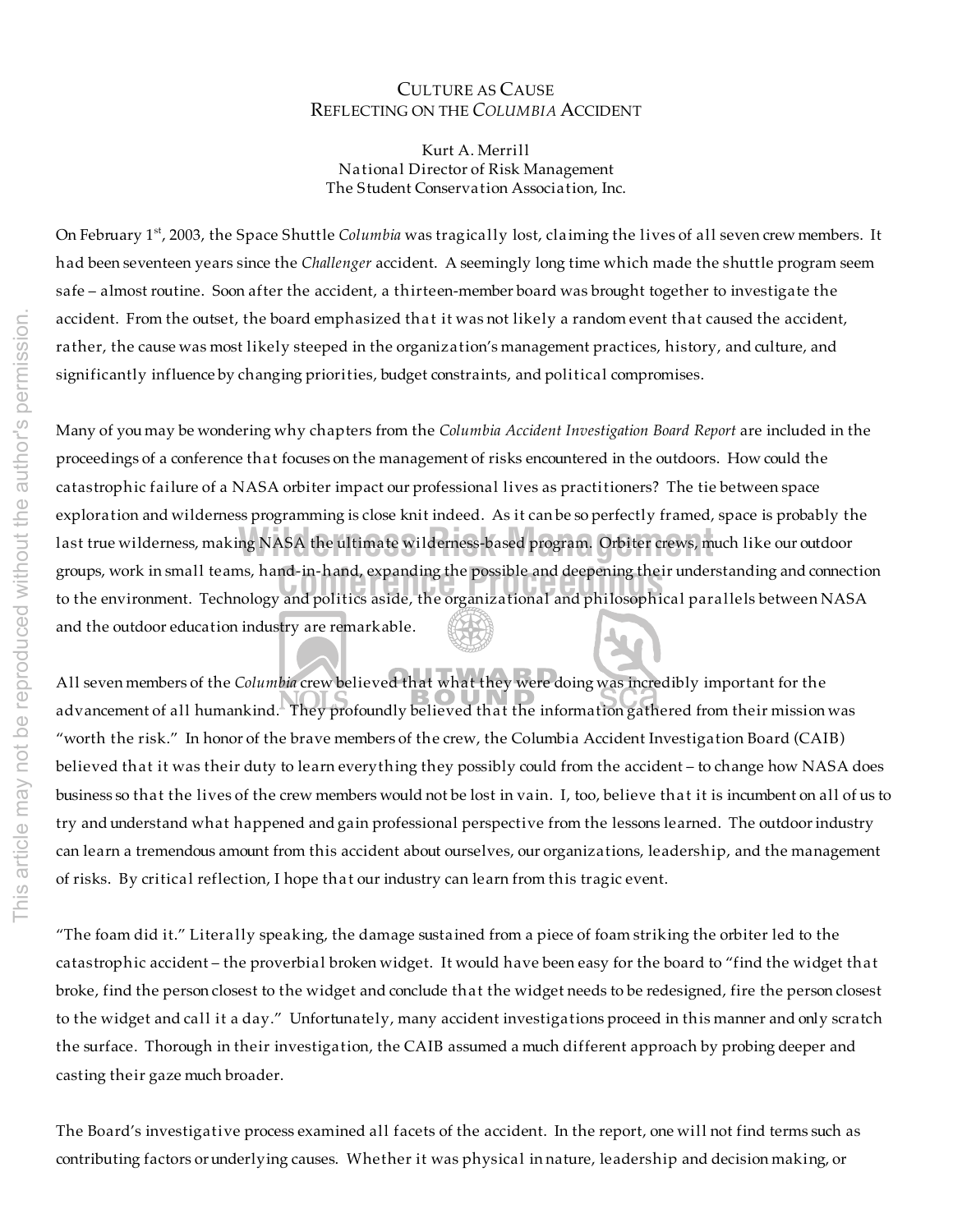# Culture as Cause
## Reflecting on the *Columbia* Accident

Kurt A. Merrill
National Director of Risk Management
The Student Conservation Association, Inc.

On February 1st, 2003, the Space Shuttle *Columbia* was tragically lost, claiming the lives of all seven crew members. It had been seventeen years since the *Challenger* accident. A seemingly long time which made the shuttle program seem safe – almost routine. Soon after the accident, a thirteen-member board was brought together to investigate the accident. From the outset, the board emphasized that it was not likely a random event that caused the accident, rather, the cause was most likely steeped in the organization's management practices, history, and culture, and significantly influence by changing priorities, budget constraints, and political compromises.

Many of you may be wondering why chapters from the *Columbia Accident Investigation Board Report* are included in the proceedings of a conference that focuses on the management of risks encountered in the outdoors. How could the catastrophic failure of a NASA orbiter impact our professional lives as practitioners? The tie between space exploration and wilderness programming is close knit indeed. As it can be so perfectly framed, space is probably the last true wilderness, making NASA the ultimate wilderness-based program. Orbiter crews, much like our outdoor groups, work in small teams, hand-in-hand, expanding the possible and deepening their understanding and connection to the environment. Technology and politics aside, the organizational and philosophical parallels between NASA and the outdoor education industry are remarkable.

All seven members of the *Columbia* crew believed that what they were doing was incredibly important for the advancement of all humankind. They profoundly believed that the information gathered from their mission was "worth the risk." In honor of the brave members of the crew, the Columbia Accident Investigation Board (CAIB) believed that it was their duty to learn everything they possibly could from the accident – to change how NASA does business so that the lives of the crew members would not be lost in vain. I, too, believe that it is incumbent on all of us to try and understand what happened and gain professional perspective from the lessons learned. The outdoor industry can learn a tremendous amount from this accident about ourselves, our organizations, leadership, and the management of risks. By critical reflection, I hope that our industry can learn from this tragic event.

"The foam did it." Literally speaking, the damage sustained from a piece of foam striking the orbiter led to the catastrophic accident – the proverbial broken widget. It would have been easy for the board to "find the widget that broke, find the person closest to the widget and conclude that the widget needs to be redesigned, fire the person closest to the widget and call it a day." Unfortunately, many accident investigations proceed in this manner and only scratch the surface. Thorough in their investigation, the CAIB assumed a much different approach by probing deeper and casting their gaze much broader.

The Board's investigative process examined all facets of the accident. In the report, one will not find terms such as contributing factors or underlying causes. Whether it was physical in nature, leadership and decision making, or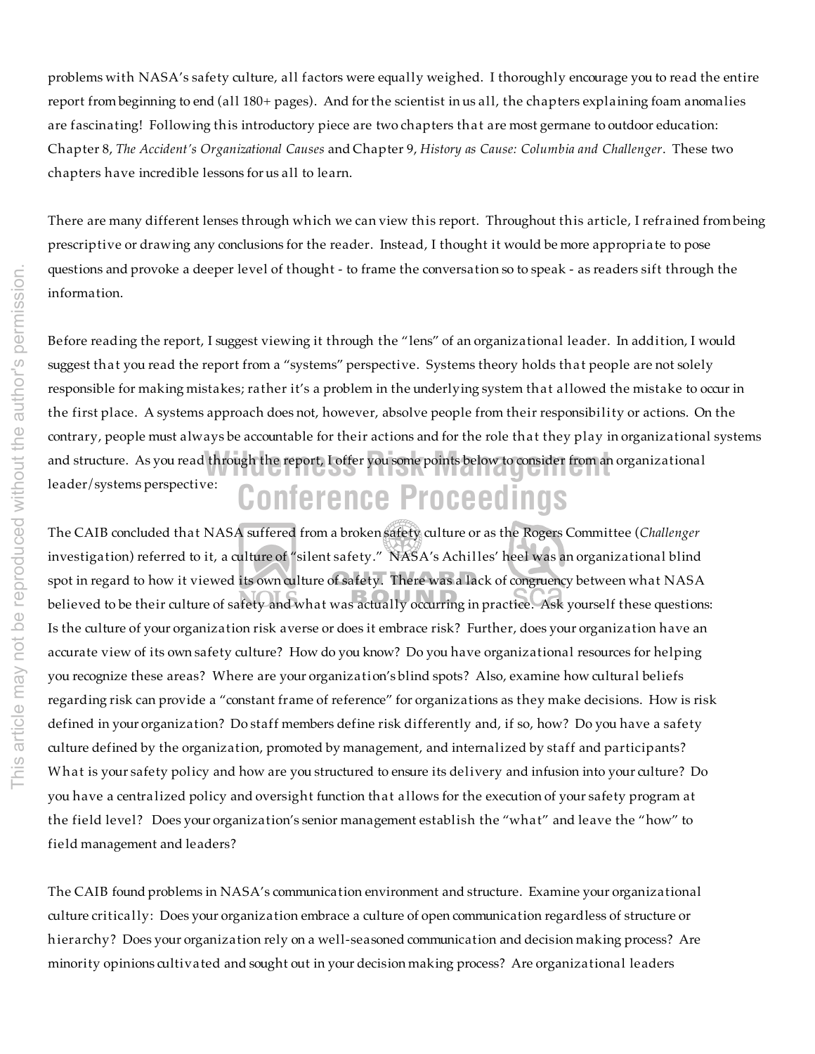problems with NASA's safety culture, all factors were equally weighed. I thoroughly encourage you to read the entire report from beginning to end (all 180+ pages). And for the scientist in us all, the chapters explaining foam anomalies are fascinating! Following this introductory piece are two chapters that are most germane to outdoor education: Chapter 8, *The Accident's Organizational Causes* and Chapter 9, *History as Cause: Columbia and Challenger*. These two chapters have incredible lessons for us all to learn.

There are many different lenses through which we can view this report. Throughout this article, I refrained from being prescriptive or drawing any conclusions for the reader. Instead, I thought it would be more appropriate to pose questions and provoke a deeper level of thought - to frame the conversation so to speak - as readers sift through the information.

Before reading the report, I suggest viewing it through the "lens" of an organizational leader. In addition, I would suggest that you read the report from a "systems" perspective. Systems theory holds that people are not solely responsible for making mistakes; rather it's a problem in the underlying system that allowed the mistake to occur in the first place. A systems approach does not, however, absolve people from their responsibility or actions. On the contrary, people must always be accountable for their actions and for the role that they play in organizational systems and structure. As you read through the report, I offer you some points below to consider from an organizational leader/systems perspective:

The CAIB concluded that NASA suffered from a broken safety culture or as the Rogers Committee (*Challenger* investigation) referred to it, a culture of "silent safety." NASA's Achilles' heel was an organizational blind spot in regard to how it viewed its own culture of safety. There was a lack of congruency between what NASA believed to be their culture of safety and what was actually occurring in practice. Ask yourself these questions: Is the culture of your organization risk averse or does it embrace risk? Further, does your organization have an accurate view of its own safety culture? How do you know? Do you have organizational resources for helping you recognize these areas? Where are your organization's blind spots? Also, examine how cultural beliefs regarding risk can provide a "constant frame of reference" for organizations as they make decisions. How is risk defined in your organization? Do staff members define risk differently and, if so, how? Do you have a safety culture defined by the organization, promoted by management, and internalized by staff and participants? What is your safety policy and how are you structured to ensure its delivery and infusion into your culture? Do you have a centralized policy and oversight function that allows for the execution of your safety program at the field level? Does your organization's senior management establish the "what" and leave the "how" to field management and leaders?

The CAIB found problems in NASA's communication environment and structure. Examine your organizational culture critically: Does your organization embrace a culture of open communication regardless of structure or hierarchy? Does your organization rely on a well-seasoned communication and decision making process? Are minority opinions cultivated and sought out in your decision making process? Are organizational leaders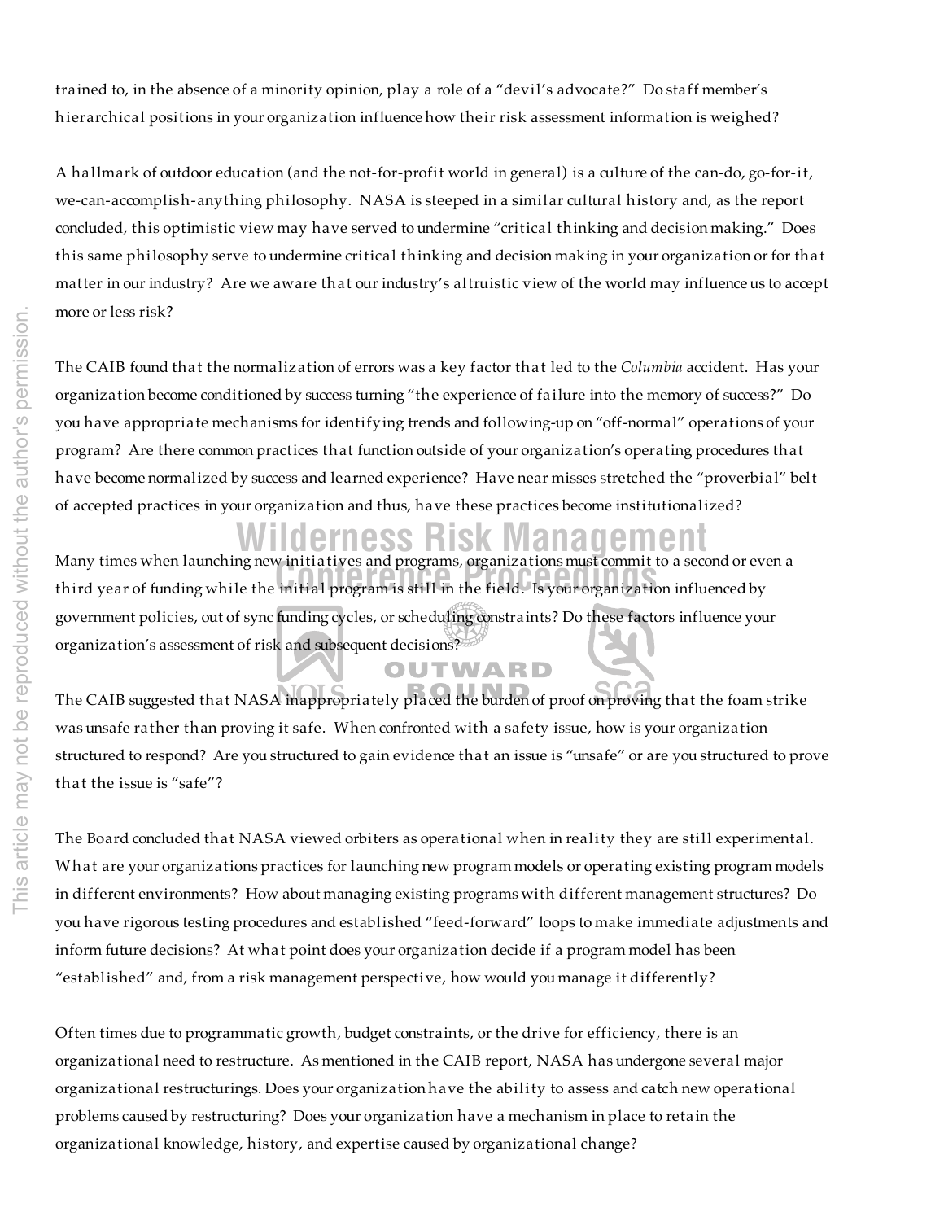trained to, in the absence of a minority opinion, play a role of a "devil's advocate?" Do staff member's hierarchical positions in your organization influence how their risk assessment information is weighed?

A hallmark of outdoor education (and the not-for-profit world in general) is a culture of the can-do, go-for-it, we-can-accomplish-anything philosophy. NASA is steeped in a similar cultural history and, as the report concluded, this optimistic view may have served to undermine "critical thinking and decision making." Does this same philosophy serve to undermine critical thinking and decision making in your organization or for that matter in our industry? Are we aware that our industry's altruistic view of the world may influence us to accept more or less risk?

The CAIB found that the normalization of errors was a key factor that led to the *Columbia* accident. Has your organization become conditioned by success turning "the experience of failure into the memory of success?" Do you have appropriate mechanisms for identifying trends and following-up on "off-normal" operations of your program? Are there common practices that function outside of your organization's operating procedures that have become normalized by success and learned experience? Have near misses stretched the "proverbial" belt of accepted practices in your organization and thus, have these practices become institutionalized?

Many times when launching new initiatives and programs, organizations must commit to a second or even a third year of funding while the initial program is still in the field. Is your organization influenced by government policies, out of sync funding cycles, or scheduling constraints? Do these factors influence your organization's assessment of risk and subsequent decisions?

The CAIB suggested that NASA inappropriately placed the burden of proof on proving that the foam strike was unsafe rather than proving it safe. When confronted with a safety issue, how is your organization structured to respond? Are you structured to gain evidence that an issue is "unsafe" or are you structured to prove that the issue is "safe"?

The Board concluded that NASA viewed orbiters as operational when in reality they are still experimental. What are your organizations practices for launching new program models or operating existing program models in different environments? How about managing existing programs with different management structures? Do you have rigorous testing procedures and established "feed-forward" loops to make immediate adjustments and inform future decisions? At what point does your organization decide if a program model has been "established" and, from a risk management perspective, how would you manage it differently?

Often times due to programmatic growth, budget constraints, or the drive for efficiency, there is an organizational need to restructure. As mentioned in the CAIB report, NASA has undergone several major organizational restructurings. Does your organization have the ability to assess and catch new operational problems caused by restructuring? Does your organization have a mechanism in place to retain the organizational knowledge, history, and expertise caused by organizational change?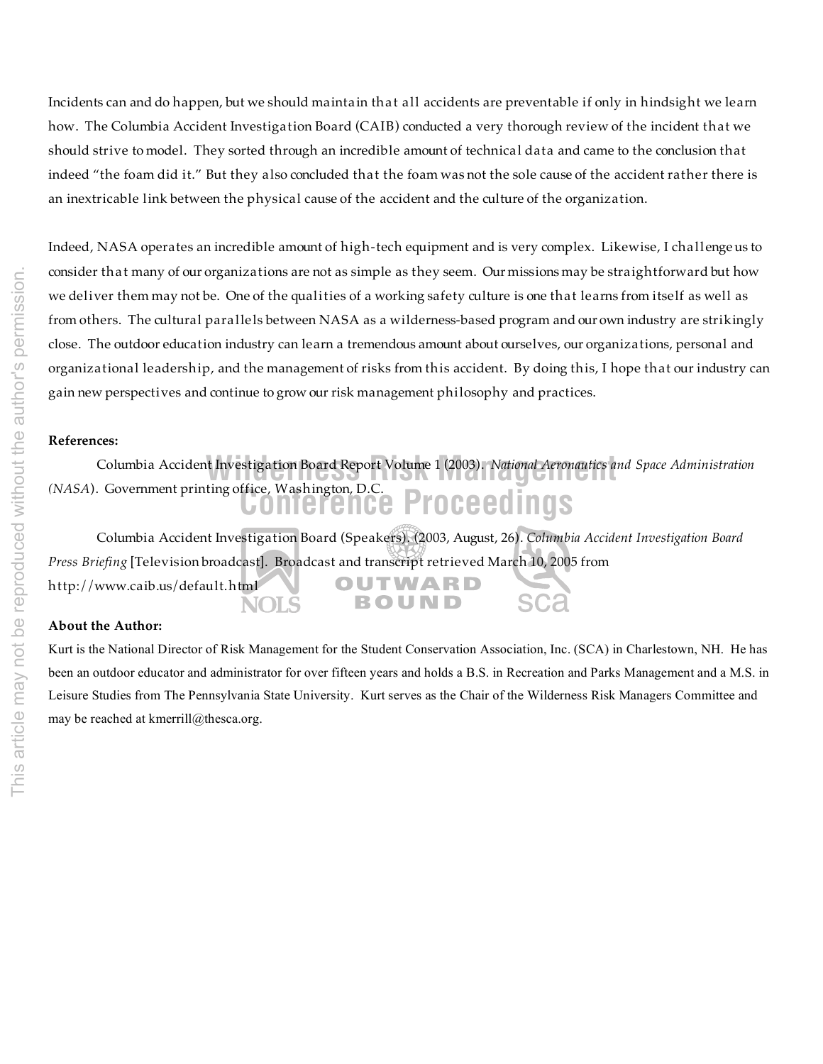Incidents can and do happen, but we should maintain that all accidents are preventable if only in hindsight we learn how. The Columbia Accident Investigation Board (CAIB) conducted a very thorough review of the incident that we should strive to model. They sorted through an incredible amount of technical data and came to the conclusion that indeed "the foam did it." But they also concluded that the foam was not the sole cause of the accident rather there is an inextricable link between the physical cause of the accident and the culture of the organization.

Indeed, NASA operates an incredible amount of high-tech equipment and is very complex. Likewise, I challenge us to consider that many of our organizations are not as simple as they seem. Our missions may be straightforward but how we deliver them may not be. One of the qualities of a working safety culture is one that learns from itself as well as from others. The cultural parallels between NASA as a wilderness-based program and our own industry are strikingly close. The outdoor education industry can learn a tremendous amount about ourselves, our organizations, personal and organizational leadership, and the management of risks from this accident. By doing this, I hope that our industry can gain new perspectives and continue to grow our risk management philosophy and practices.

**References:**

Columbia Accident Investigation Board Report Volume 1 (2003). *National Aeronautics and Space Administration (NASA*). Government printing office, Washington, D.C.

Columbia Accident Investigation Board (Speakers). (2003, August, 26). *Columbia Accident Investigation Board Press Briefing* [Television broadcast]. Broadcast and transcript retrieved March 10, 2005 from http://www.caib.us/default.html

**About the Author:**

Kurt is the National Director of Risk Management for the Student Conservation Association, Inc. (SCA) in Charlestown, NH. He has been an outdoor educator and administrator for over fifteen years and holds a B.S. in Recreation and Parks Management and a M.S. in Leisure Studies from The Pennsylvania State University. Kurt serves as the Chair of the Wilderness Risk Managers Committee and may be reached at kmerrill@thesca.org.